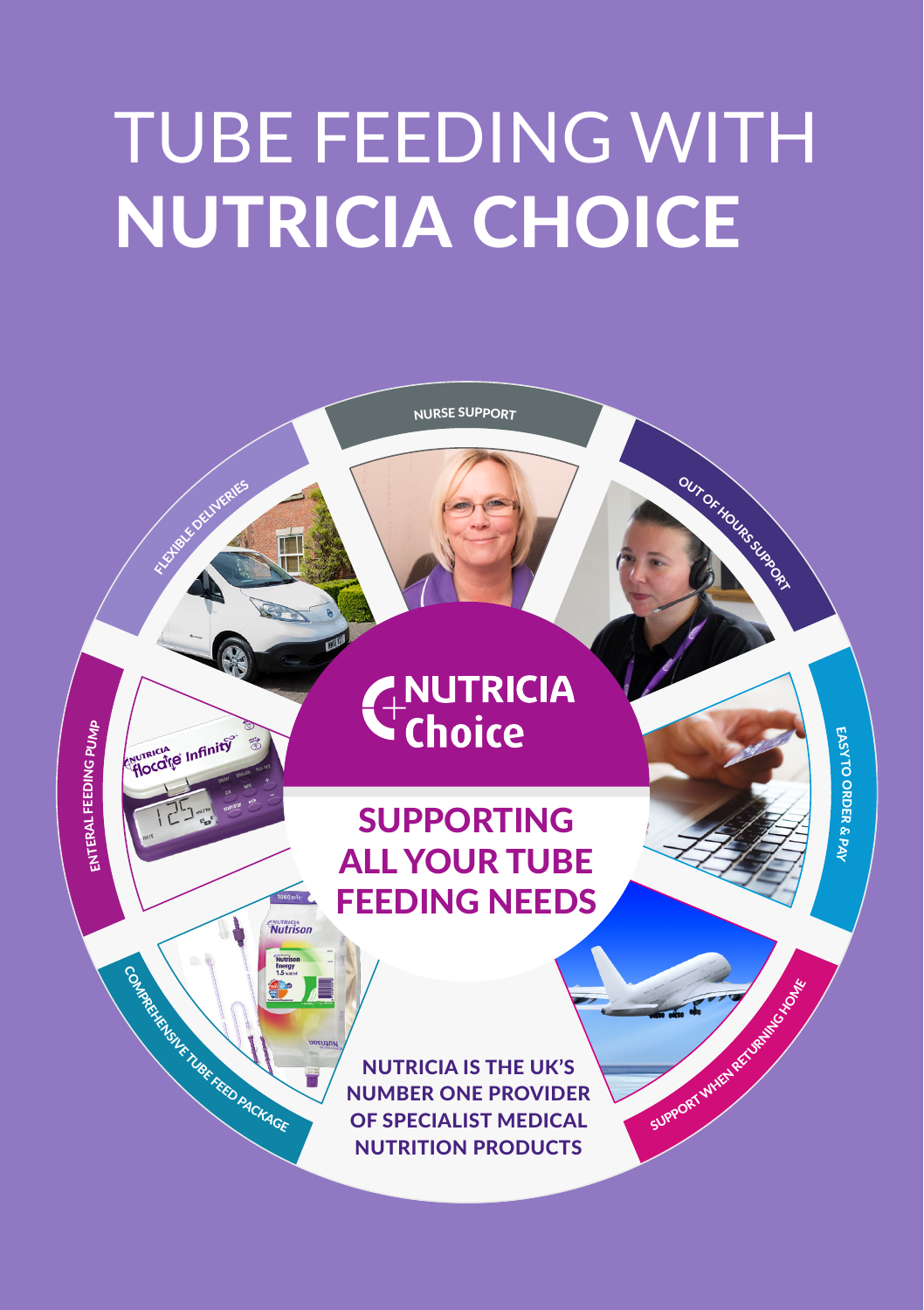# TUBE FEEDING WITH NUTRICIA CHOICE

NURSE SUPPORT

OUT OF HOURS SUPPORT

EASY TO ORDER & PAY

SUPPORT WHEN RETURNING HOME

COMPREHENSIVE TUBE FEED PACKAGE

ENTERAL FEEDING PUMP

FLEXIBLE DELIVERIES

NUTRICIA Choice

## SUPPORTING ALL YOUR TUBE FEEDING NEEDS

**NUTRICIA IS THE UK'S NUMBER ONE PROVIDER OF SPECIALIST MEDICAL NUTRITION PRODUCTS**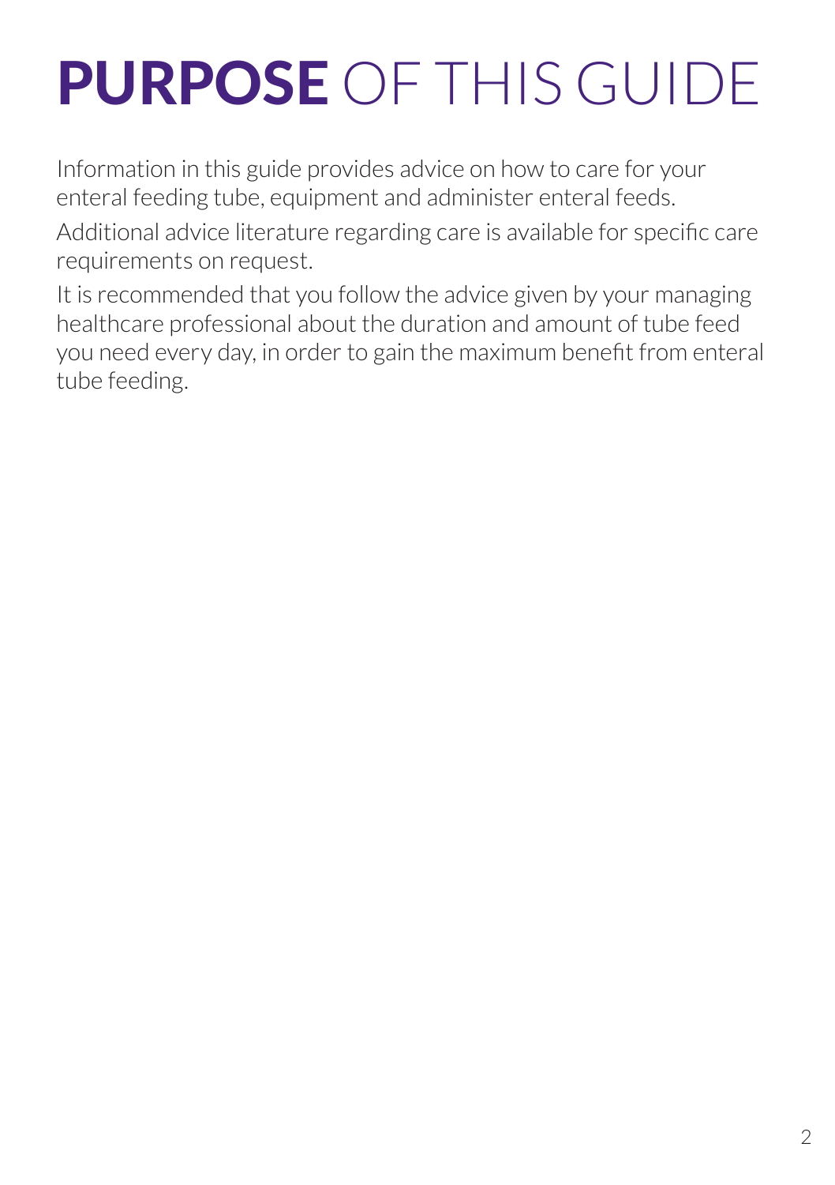# PURPOSE OF THIS GUIDE

Information in this guide provides advice on how to care for your enteral feeding tube, equipment and administer enteral feeds.

Additional advice literature regarding care is available for specific care requirements on request.

It is recommended that you follow the advice given by your managing healthcare professional about the duration and amount of tube feed you need every day, in order to gain the maximum benefit from enteral tube feeding.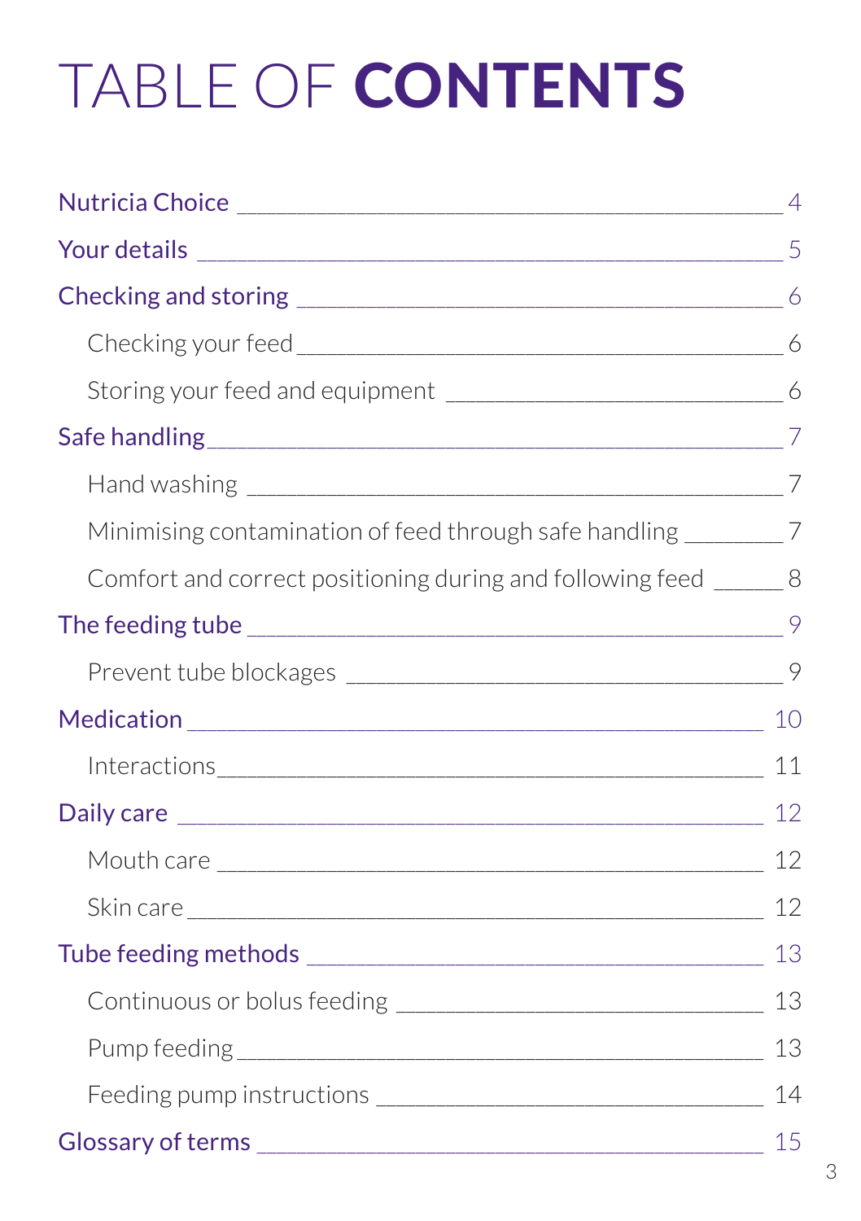# TABLE OF **CONTENTS**

- Nutricia Choice — 4
- Your details — 5
- Checking and storing — 6
  - Checking your feed — 6
  - Storing your feed and equipment — 6
- Safe handling — 7
  - Hand washing — 7
  - Minimising contamination of feed through safe handling — 7
  - Comfort and correct positioning during and following feed — 8
- The feeding tube — 9
  - Prevent tube blockages — 9
- Medication — 10
  - Interactions — 11
- Daily care — 12
  - Mouth care — 12
  - Skin care — 12
- Tube feeding methods — 13
  - Continuous or bolus feeding — 13
  - Pump feeding — 13
  - Feeding pump instructions — 14
- Glossary of terms — 15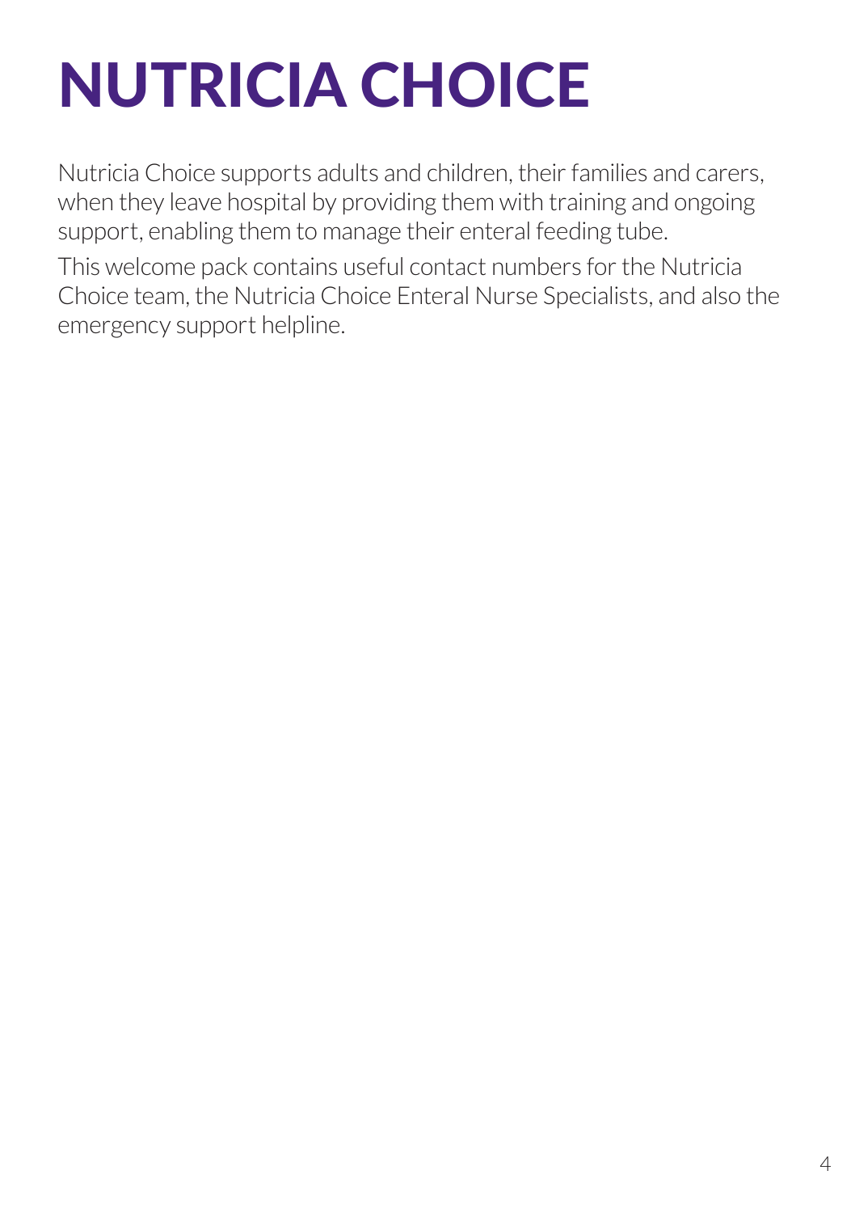# NUTRICIA CHOICE

Nutricia Choice supports adults and children, their families and carers, when they leave hospital by providing them with training and ongoing support, enabling them to manage their enteral feeding tube.

This welcome pack contains useful contact numbers for the Nutricia Choice team, the Nutricia Choice Enteral Nurse Specialists, and also the emergency support helpline.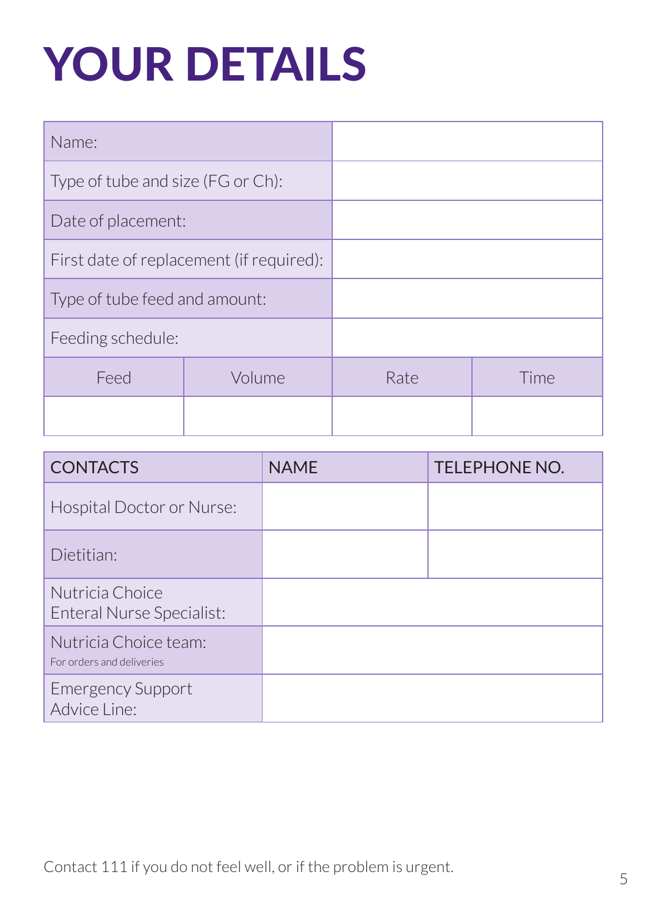# YOUR DETAILS

| | | | |
|---|---|---|---|
| Name: | | | |
| Type of tube and size (FG or Ch): | | | |
| Date of placement: | | | |
| First date of replacement (if required): | | | |
| Type of tube feed and amount: | | | |
| Feeding schedule: | | | |
| Feed | Volume | Rate | Time |
| | | | |

| CONTACTS | NAME | TELEPHONE NO. |
|---|---|---|
| Hospital Doctor or Nurse: | | |
| Dietitian: | | |
| Nutricia Choice Enteral Nurse Specialist: | | |
| Nutricia Choice team: For orders and deliveries | | |
| Emergency Support Advice Line: | | |

Contact 111 if you do not feel well, or if the problem is urgent.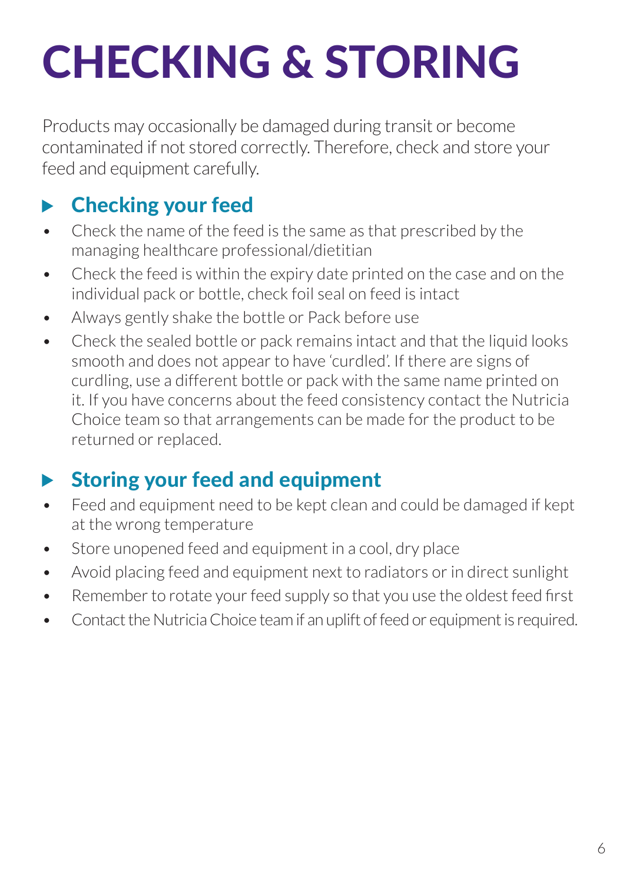# CHECKING & STORING

Products may occasionally be damaged during transit or become contaminated if not stored correctly. Therefore, check and store your feed and equipment carefully.

## Checking your feed

- Check the name of the feed is the same as that prescribed by the managing healthcare professional/dietitian
- Check the feed is within the expiry date printed on the case and on the individual pack or bottle, check foil seal on feed is intact
- Always gently shake the bottle or Pack before use
- Check the sealed bottle or pack remains intact and that the liquid looks smooth and does not appear to have 'curdled'. If there are signs of curdling, use a different bottle or pack with the same name printed on it. If you have concerns about the feed consistency contact the Nutricia Choice team so that arrangements can be made for the product to be returned or replaced.

## Storing your feed and equipment

- Feed and equipment need to be kept clean and could be damaged if kept at the wrong temperature
- Store unopened feed and equipment in a cool, dry place
- Avoid placing feed and equipment next to radiators or in direct sunlight
- Remember to rotate your feed supply so that you use the oldest feed first
- Contact the Nutricia Choice team if an uplift of feed or equipment is required.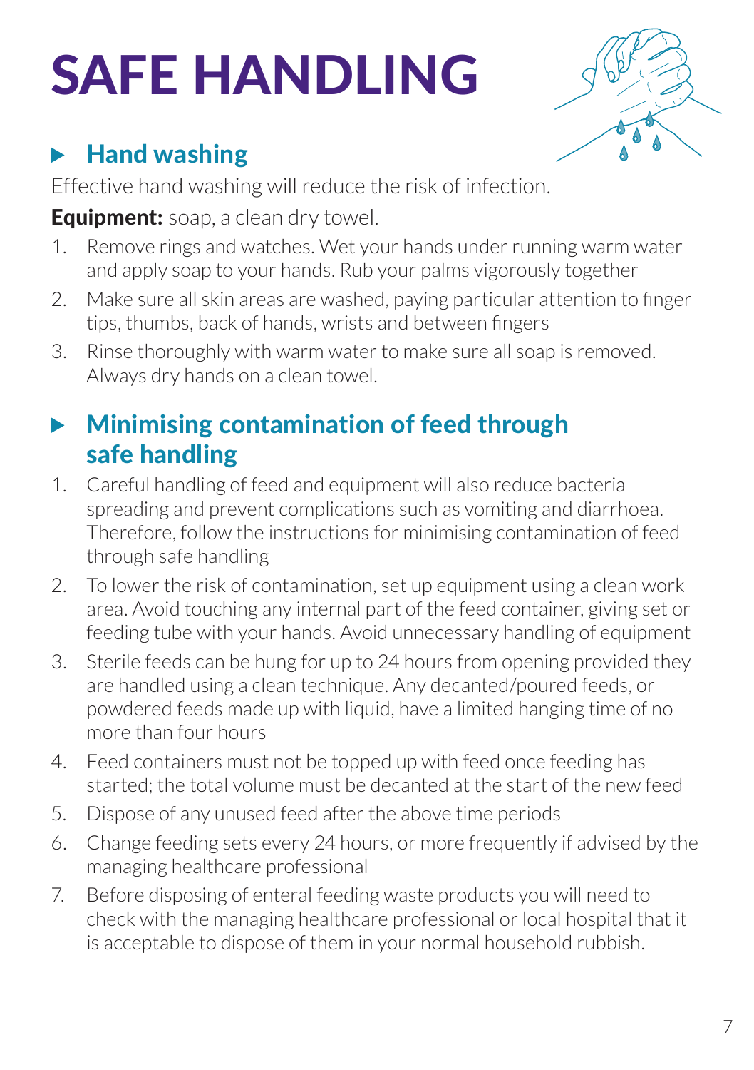# SAFE HANDLING

## Hand washing

Effective hand washing will reduce the risk of infection.

**Equipment:** soap, a clean dry towel.

1. Remove rings and watches. Wet your hands under running warm water and apply soap to your hands. Rub your palms vigorously together
2. Make sure all skin areas are washed, paying particular attention to finger tips, thumbs, back of hands, wrists and between fingers
3. Rinse thoroughly with warm water to make sure all soap is removed. Always dry hands on a clean towel.

## Minimising contamination of feed through safe handling

1. Careful handling of feed and equipment will also reduce bacteria spreading and prevent complications such as vomiting and diarrhoea. Therefore, follow the instructions for minimising contamination of feed through safe handling
2. To lower the risk of contamination, set up equipment using a clean work area. Avoid touching any internal part of the feed container, giving set or feeding tube with your hands. Avoid unnecessary handling of equipment
3. Sterile feeds can be hung for up to 24 hours from opening provided they are handled using a clean technique. Any decanted/poured feeds, or powdered feeds made up with liquid, have a limited hanging time of no more than four hours
4. Feed containers must not be topped up with feed once feeding has started; the total volume must be decanted at the start of the new feed
5. Dispose of any unused feed after the above time periods
6. Change feeding sets every 24 hours, or more frequently if advised by the managing healthcare professional
7. Before disposing of enteral feeding waste products you will need to check with the managing healthcare professional or local hospital that it is acceptable to dispose of them in your normal household rubbish.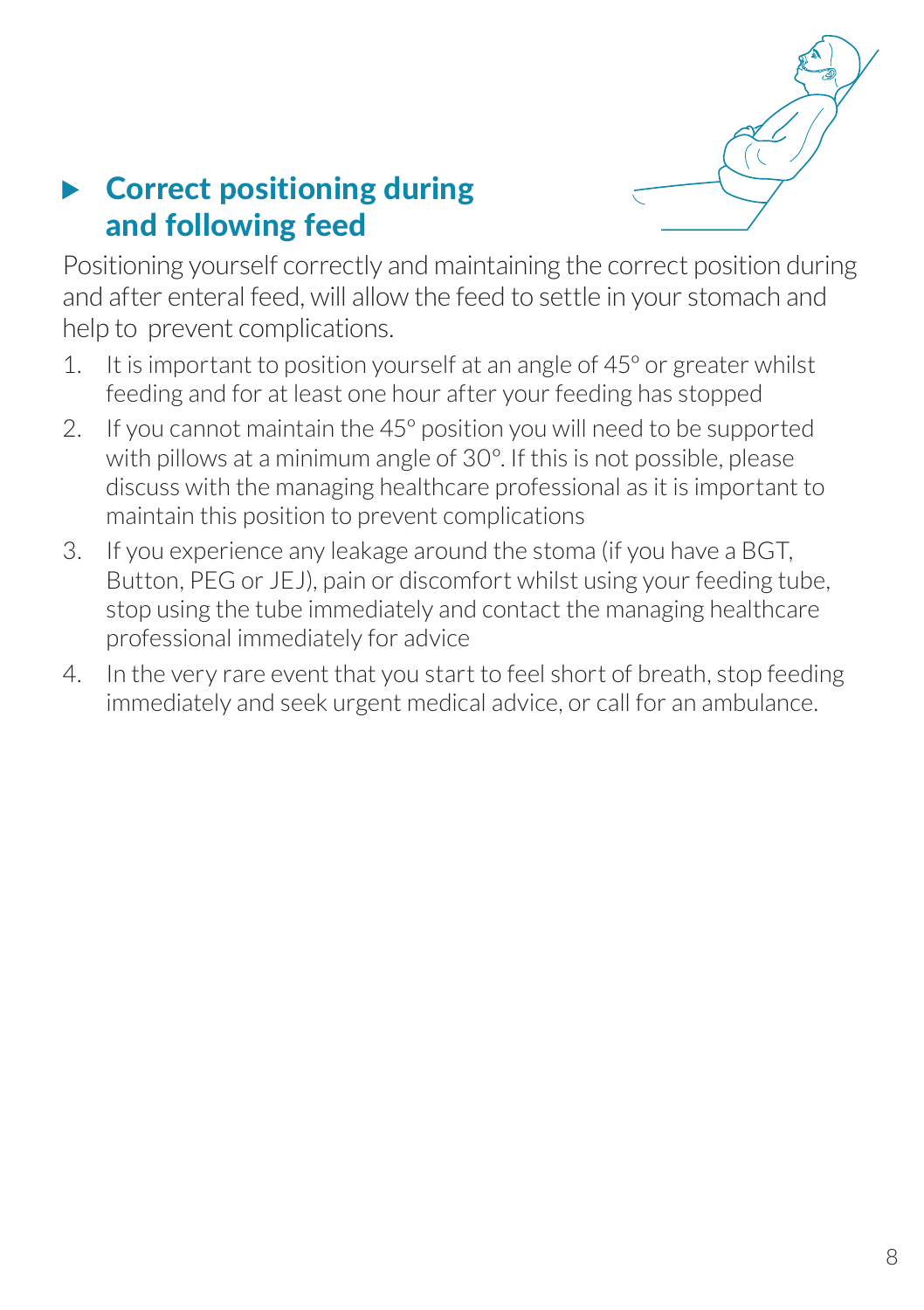## Correct positioning during and following feed

Positioning yourself correctly and maintaining the correct position during and after enteral feed, will allow the feed to settle in your stomach and help to prevent complications.

1. It is important to position yourself at an angle of 45º or greater whilst feeding and for at least one hour after your feeding has stopped
2. If you cannot maintain the 45º position you will need to be supported with pillows at a minimum angle of 30º. If this is not possible, please discuss with the managing healthcare professional as it is important to maintain this position to prevent complications
3. If you experience any leakage around the stoma (if you have a BGT, Button, PEG or JEJ), pain or discomfort whilst using your feeding tube, stop using the tube immediately and contact the managing healthcare professional immediately for advice
4. In the very rare event that you start to feel short of breath, stop feeding immediately and seek urgent medical advice, or call for an ambulance.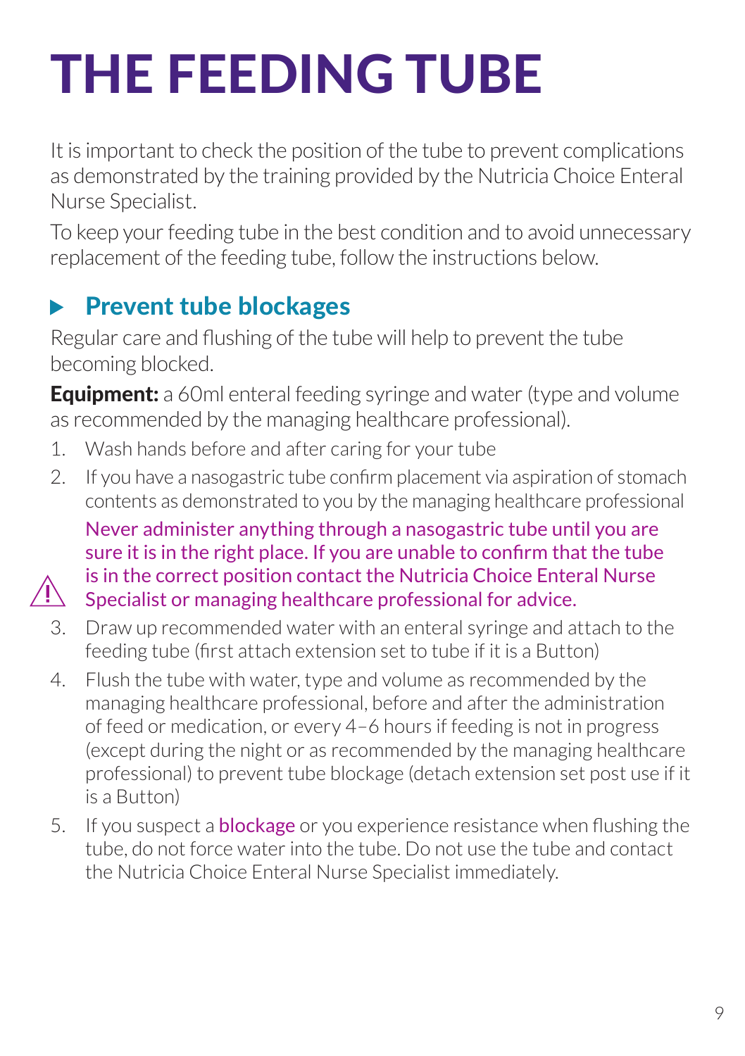# THE FEEDING TUBE

It is important to check the position of the tube to prevent complications as demonstrated by the training provided by the Nutricia Choice Enteral Nurse Specialist.

To keep your feeding tube in the best condition and to avoid unnecessary replacement of the feeding tube, follow the instructions below.

## Prevent tube blockages

Regular care and flushing of the tube will help to prevent the tube becoming blocked.

**Equipment:** a 60ml enteral feeding syringe and water (type and volume as recommended by the managing healthcare professional).

1. Wash hands before and after caring for your tube
2. If you have a nasogastric tube confirm placement via aspiration of stomach contents as demonstrated to you by the managing healthcare professional

   ⚠ Never administer anything through a nasogastric tube until you are sure it is in the right place. If you are unable to confirm that the tube is in the correct position contact the Nutricia Choice Enteral Nurse Specialist or managing healthcare professional for advice.

3. Draw up recommended water with an enteral syringe and attach to the feeding tube (first attach extension set to tube if it is a Button)
4. Flush the tube with water, type and volume as recommended by the managing healthcare professional, before and after the administration of feed or medication, or every 4–6 hours if feeding is not in progress (except during the night or as recommended by the managing healthcare professional) to prevent tube blockage (detach extension set post use if it is a Button)
5. If you suspect a blockage or you experience resistance when flushing the tube, do not force water into the tube. Do not use the tube and contact the Nutricia Choice Enteral Nurse Specialist immediately.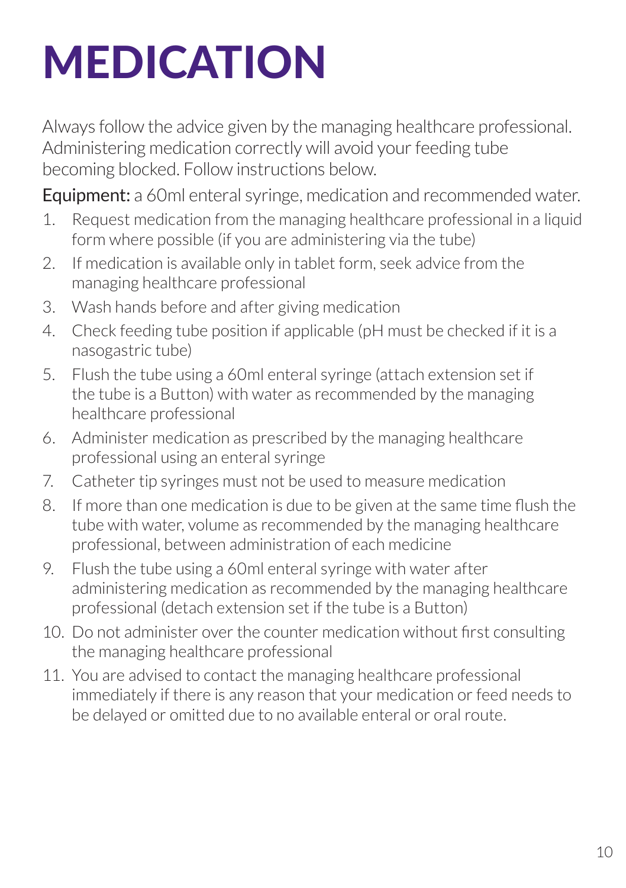# MEDICATION

Always follow the advice given by the managing healthcare professional. Administering medication correctly will avoid your feeding tube becoming blocked. Follow instructions below.

**Equipment:** a 60ml enteral syringe, medication and recommended water.

1. Request medication from the managing healthcare professional in a liquid form where possible (if you are administering via the tube)
2. If medication is available only in tablet form, seek advice from the managing healthcare professional
3. Wash hands before and after giving medication
4. Check feeding tube position if applicable (pH must be checked if it is a nasogastric tube)
5. Flush the tube using a 60ml enteral syringe (attach extension set if the tube is a Button) with water as recommended by the managing healthcare professional
6. Administer medication as prescribed by the managing healthcare professional using an enteral syringe
7. Catheter tip syringes must not be used to measure medication
8. If more than one medication is due to be given at the same time flush the tube with water, volume as recommended by the managing healthcare professional, between administration of each medicine
9. Flush the tube using a 60ml enteral syringe with water after administering medication as recommended by the managing healthcare professional (detach extension set if the tube is a Button)
10. Do not administer over the counter medication without first consulting the managing healthcare professional
11. You are advised to contact the managing healthcare professional immediately if there is any reason that your medication or feed needs to be delayed or omitted due to no available enteral or oral route.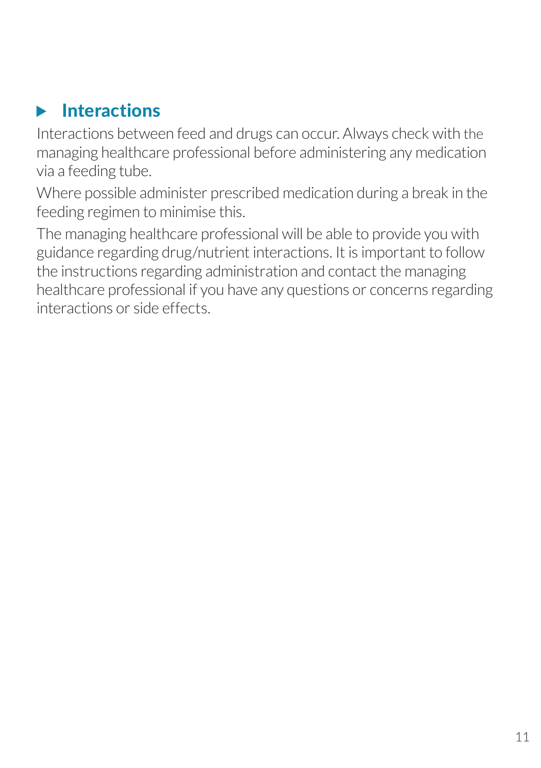## Interactions

Interactions between feed and drugs can occur. Always check with the managing healthcare professional before administering any medication via a feeding tube.

Where possible administer prescribed medication during a break in the feeding regimen to minimise this.

The managing healthcare professional will be able to provide you with guidance regarding drug/nutrient interactions. It is important to follow the instructions regarding administration and contact the managing healthcare professional if you have any questions or concerns regarding interactions or side effects.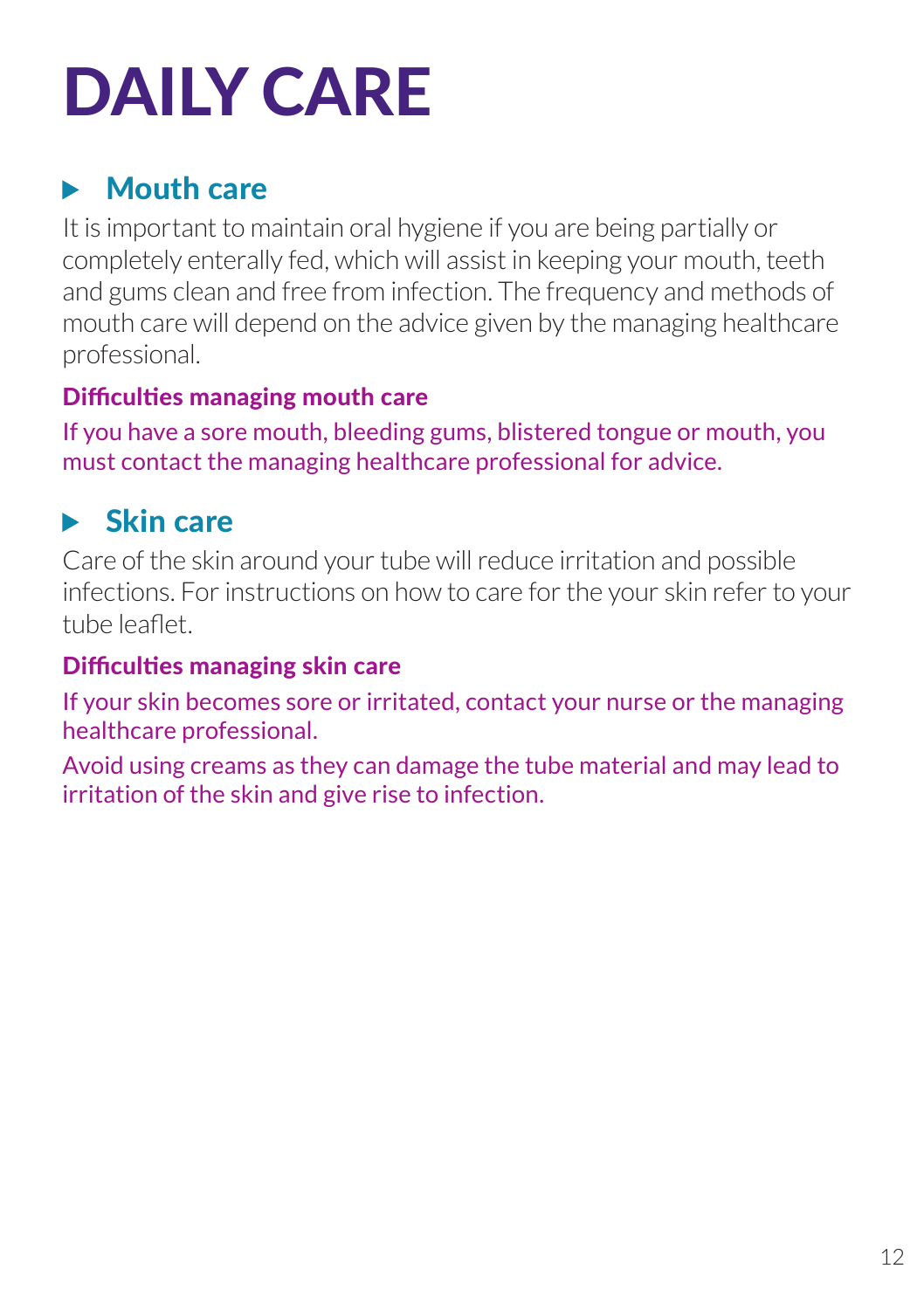# DAILY CARE

## Mouth care

It is important to maintain oral hygiene if you are being partially or completely enterally fed, which will assist in keeping your mouth, teeth and gums clean and free from infection. The frequency and methods of mouth care will depend on the advice given by the managing healthcare professional.

### Difficulties managing mouth care

If you have a sore mouth, bleeding gums, blistered tongue or mouth, you must contact the managing healthcare professional for advice.

## Skin care

Care of the skin around your tube will reduce irritation and possible infections. For instructions on how to care for the your skin refer to your tube leaflet.

### Difficulties managing skin care

If your skin becomes sore or irritated, contact your nurse or the managing healthcare professional.

Avoid using creams as they can damage the tube material and may lead to irritation of the skin and give rise to infection.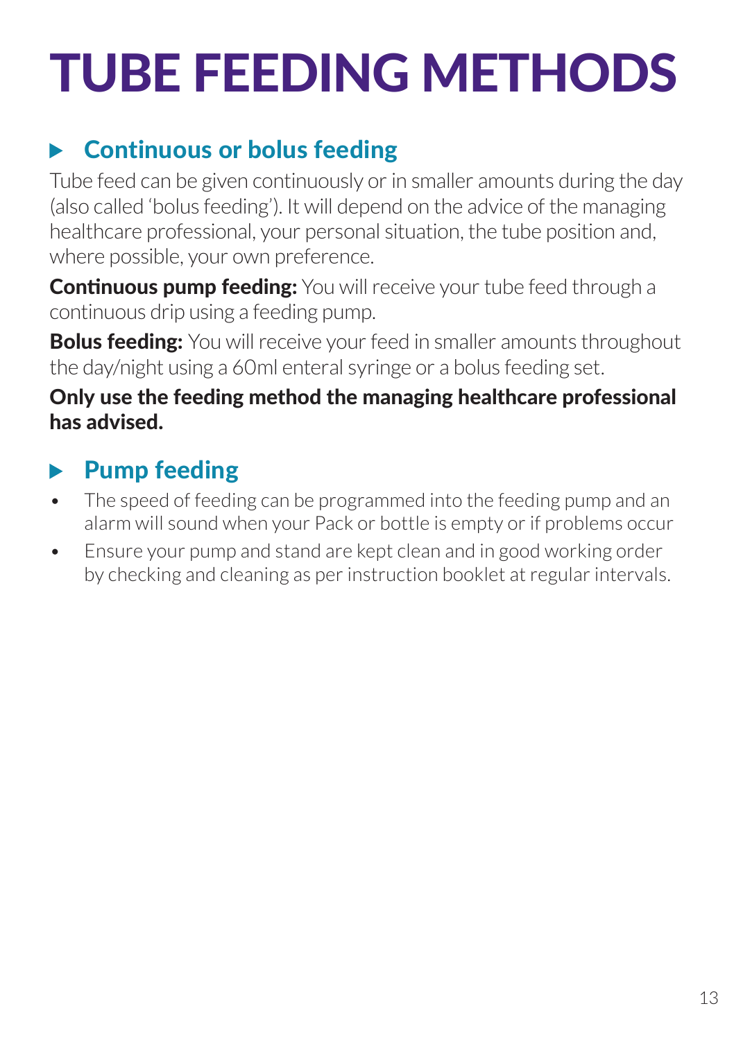# TUBE FEEDING METHODS

## Continuous or bolus feeding

Tube feed can be given continuously or in smaller amounts during the day (also called 'bolus feeding'). It will depend on the advice of the managing healthcare professional, your personal situation, the tube position and, where possible, your own preference.

**Continuous pump feeding:** You will receive your tube feed through a continuous drip using a feeding pump.

**Bolus feeding:** You will receive your feed in smaller amounts throughout the day/night using a 60ml enteral syringe or a bolus feeding set.

**Only use the feeding method the managing healthcare professional has advised.**

## Pump feeding

- The speed of feeding can be programmed into the feeding pump and an alarm will sound when your Pack or bottle is empty or if problems occur
- Ensure your pump and stand are kept clean and in good working order by checking and cleaning as per instruction booklet at regular intervals.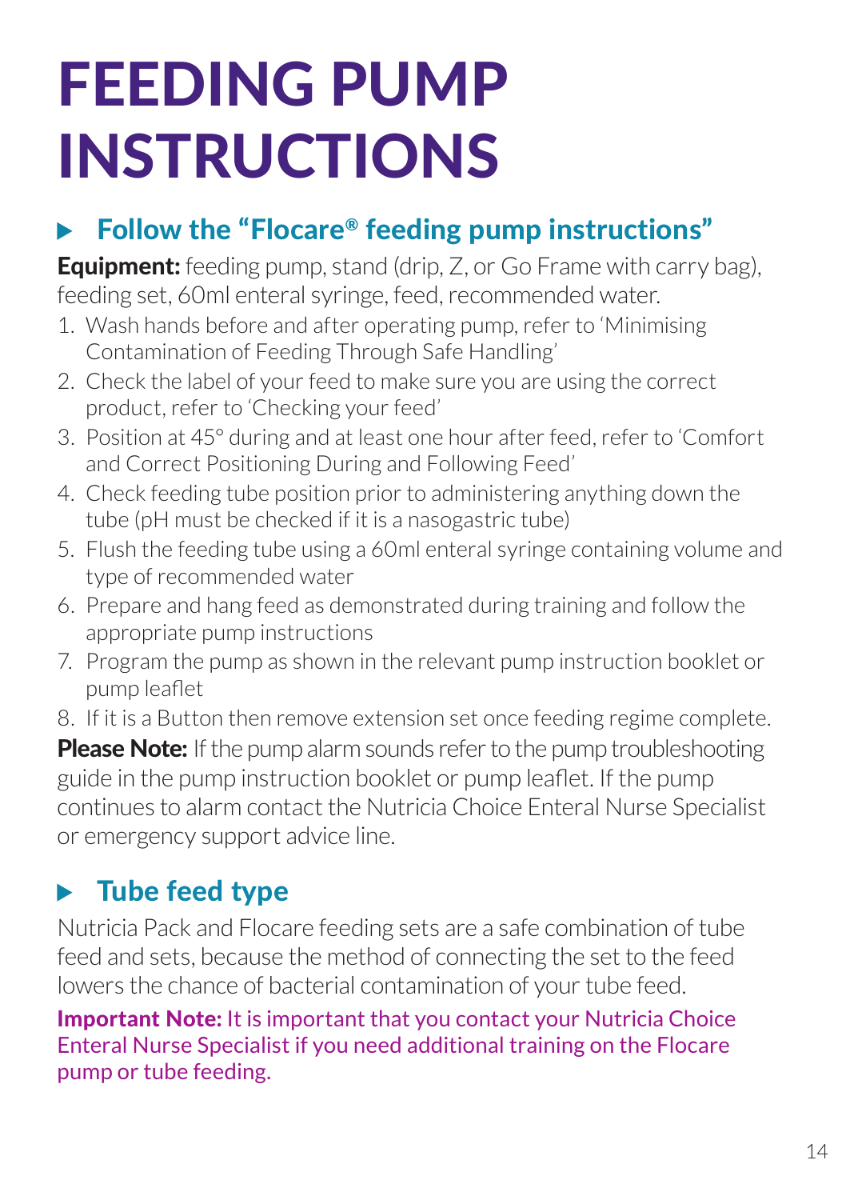# FEEDING PUMP INSTRUCTIONS

## Follow the "Flocare® feeding pump instructions"

**Equipment:** feeding pump, stand (drip, Z, or Go Frame with carry bag), feeding set, 60ml enteral syringe, feed, recommended water.

1. Wash hands before and after operating pump, refer to 'Minimising Contamination of Feeding Through Safe Handling'
2. Check the label of your feed to make sure you are using the correct product, refer to 'Checking your feed'
3. Position at 45° during and at least one hour after feed, refer to 'Comfort and Correct Positioning During and Following Feed'
4. Check feeding tube position prior to administering anything down the tube (pH must be checked if it is a nasogastric tube)
5. Flush the feeding tube using a 60ml enteral syringe containing volume and type of recommended water
6. Prepare and hang feed as demonstrated during training and follow the appropriate pump instructions
7. Program the pump as shown in the relevant pump instruction booklet or pump leaflet
8. If it is a Button then remove extension set once feeding regime complete.

**Please Note:** If the pump alarm sounds refer to the pump troubleshooting guide in the pump instruction booklet or pump leaflet. If the pump continues to alarm contact the Nutricia Choice Enteral Nurse Specialist or emergency support advice line.

## Tube feed type

Nutricia Pack and Flocare feeding sets are a safe combination of tube feed and sets, because the method of connecting the set to the feed lowers the chance of bacterial contamination of your tube feed.

**Important Note:** It is important that you contact your Nutricia Choice Enteral Nurse Specialist if you need additional training on the Flocare pump or tube feeding.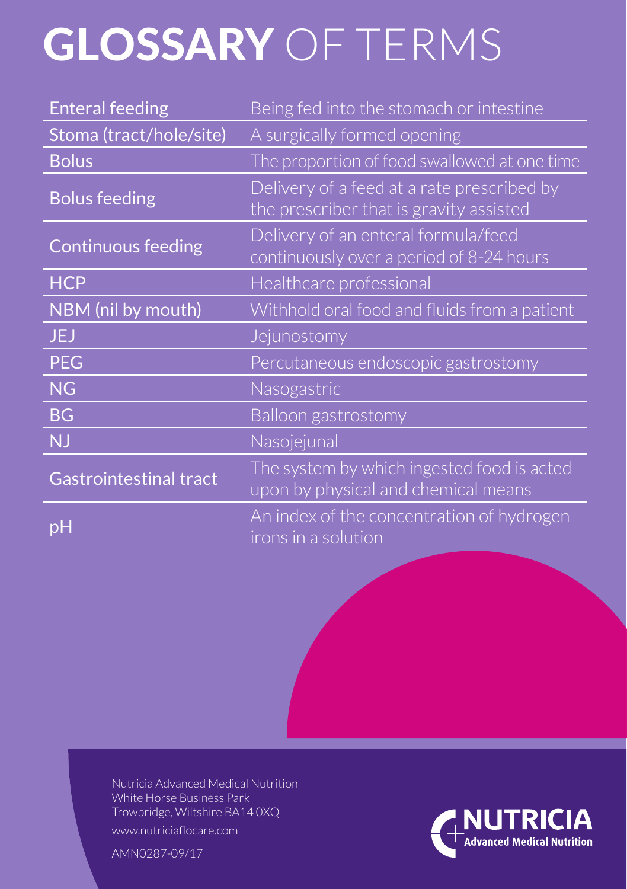# **GLOSSARY** OF TERMS

| | |
|---|---|
| Enteral feeding | Being fed into the stomach or intestine |
| Stoma (tract/hole/site) | A surgically formed opening |
| Bolus | The proportion of food swallowed at one time |
| Bolus feeding | Delivery of a feed at a rate prescribed by the prescriber that is gravity assisted |
| Continuous feeding | Delivery of an enteral formula/feed continuously over a period of 8-24 hours |
| HCP | Healthcare professional |
| NBM (nil by mouth) | Withhold oral food and fluids from a patient |
| JEJ | Jejunostomy |
| PEG | Percutaneous endoscopic gastrostomy |
| NG | Nasogastric |
| BG | Balloon gastrostomy |
| NJ | Nasojejunal |
| Gastrointestinal tract | The system by which ingested food is acted upon by physical and chemical means |
| pH | An index of the concentration of hydrogen irons in a solution |

Nutricia Advanced Medical Nutrition
White Horse Business Park
Trowbridge, Wiltshire BA14 0XQ
www.nutriciaflocare.com

AMN0287-09/17

NUTRICIA Advanced Medical Nutrition